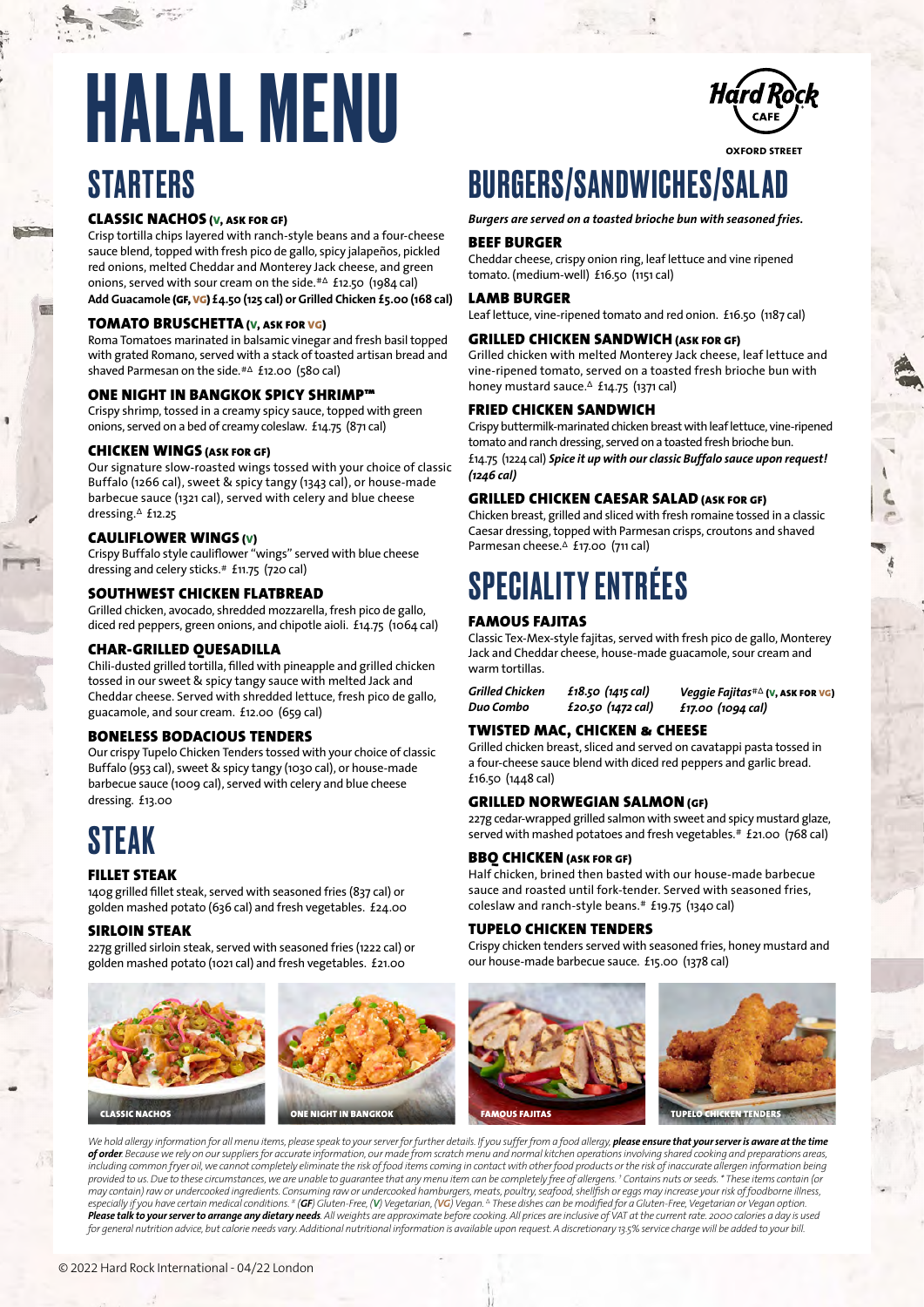# HALAL MENU

OXFORD STREET

## STARTERS

### CLASSIC NACHOS (V, ASK FOR GF)

Crisp tortilla chips layered with ranch-style beans and a four-cheese sauce blend, topped with fresh pico de gallo, spicy jalapeños, pickled red onions, melted Cheddar and Monterey Jack cheese, and green onions, served with sour cream on the side.#Δ £12.50 (1984 cal)
**Add Guacamole (GF, VG) £4.50 (125 cal) or Grilled Chicken £5.00 (168 cal)**

### TOMATO BRUSCHETTA (V, ASK FOR VG)

Roma Tomatoes marinated in balsamic vinegar and fresh basil topped with grated Romano, served with a stack of toasted artisan bread and shaved Parmesan on the side.#Δ £12.00 (580 cal)

### ONE NIGHT IN BANGKOK SPICY SHRIMP™

Crispy shrimp, tossed in a creamy spicy sauce, topped with green onions, served on a bed of creamy coleslaw. £14.75 (871 cal)

### CHICKEN WINGS (ASK FOR GF)

Our signature slow-roasted wings tossed with your choice of classic Buffalo (1266 cal), sweet & spicy tangy (1343 cal), or house-made barbecue sauce (1321 cal), served with celery and blue cheese dressing.Δ £12.25

### CAULIFLOWER WINGS (V)

Crispy Buffalo style cauliflower "wings" served with blue cheese dressing and celery sticks.# £11.75 (720 cal)

### SOUTHWEST CHICKEN FLATBREAD

Grilled chicken, avocado, shredded mozzarella, fresh pico de gallo, diced red peppers, green onions, and chipotle aioli. £14.75 (1064 cal)

### CHAR-GRILLED QUESADILLA

Chili-dusted grilled tortilla, filled with pineapple and grilled chicken tossed in our sweet & spicy tangy sauce with melted Jack and Cheddar cheese. Served with shredded lettuce, fresh pico de gallo, guacamole, and sour cream. £12.00 (659 cal)

### BONELESS BODACIOUS TENDERS

Our crispy Tupelo Chicken Tenders tossed with your choice of classic Buffalo (953 cal), sweet & spicy tangy (1030 cal), or house-made barbecue sauce (1009 cal), served with celery and blue cheese dressing. £13.00

## STEAK

### FILLET STEAK

140g grilled fillet steak, served with seasoned fries (837 cal) or golden mashed potato (636 cal) and fresh vegetables. £24.00

### SIRLOIN STEAK

227g grilled sirloin steak, served with seasoned fries (1222 cal) or golden mashed potato (1021 cal) and fresh vegetables. £21.00

## BURGERS/SANDWICHES/SALAD

*Burgers are served on a toasted brioche bun with seasoned fries.*

### BEEF BURGER

Cheddar cheese, crispy onion ring, leaf lettuce and vine ripened tomato. (medium-well) £16.50 (1151 cal)

### LAMB BURGER

Leaf lettuce, vine-ripened tomato and red onion. £16.50 (1187 cal)

### GRILLED CHICKEN SANDWICH (ASK FOR GF)

Grilled chicken with melted Monterey Jack cheese, leaf lettuce and vine-ripened tomato, served on a toasted fresh brioche bun with honey mustard sauce.Δ £14.75 (1371 cal)

### FRIED CHICKEN SANDWICH

Crispy buttermilk-marinated chicken breast with leaf lettuce, vine-ripened tomato and ranch dressing, served on a toasted fresh brioche bun. £14.75 (1224 cal) ***Spice it up with our classic Buffalo sauce upon request! (1246 cal)***

### GRILLED CHICKEN CAESAR SALAD (ASK FOR GF)

Chicken breast, grilled and sliced with fresh romaine tossed in a classic Caesar dressing, topped with Parmesan crisps, croutons and shaved Parmesan cheese.Δ £17.00 (711 cal)

## SPECIALITY ENTRÉES

### FAMOUS FAJITAS

Classic Tex-Mex-style fajitas, served with fresh pico de gallo, Monterey Jack and Cheddar cheese, house-made guacamole, sour cream and warm tortillas.

*Grilled Chicken* *£18.50 (1415 cal)*
*Duo Combo* *£20.50 (1472 cal)*
*Veggie Fajitas*#Δ (V, ASK FOR VG) *£17.00 (1094 cal)*

### TWISTED MAC, CHICKEN & CHEESE

Grilled chicken breast, sliced and served on cavatappi pasta tossed in a four-cheese sauce blend with diced red peppers and garlic bread. £16.50 (1448 cal)

### GRILLED NORWEGIAN SALMON (GF)

227g cedar-wrapped grilled salmon with sweet and spicy mustard glaze, served with mashed potatoes and fresh vegetables.# £21.00 (768 cal)

### BBQ CHICKEN (ASK FOR GF)

Half chicken, brined then basted with our house-made barbecue sauce and roasted until fork-tender. Served with seasoned fries, coleslaw and ranch-style beans.# £19.75 (1340 cal)

### TUPELO CHICKEN TENDERS

Crispy chicken tenders served with seasoned fries, honey mustard and our house-made barbecue sauce. £15.00 (1378 cal)

CLASSIC NACHOS

ONE NIGHT IN BANGKOK

FAMOUS FAJITAS

TUPELO CHICKEN TENDERS

*We hold allergy information for all menu items, please speak to your server for further details. If you suffer from a food allergy,* ***please ensure that your server is aware at the time of order****. Because we rely on our suppliers for accurate information, our made from scratch menu and normal kitchen operations involving shared cooking and preparations areas, including common fryer oil, we cannot completely eliminate the risk of food items coming in contact with other food products or the risk of inaccurate allergen information being provided to us. Due to these circumstances, we are unable to guarantee that any menu item can be completely free of allergens. † Contains nuts or seeds. \* These items contain (or may contain) raw or undercooked ingredients. Consuming raw or undercooked hamburgers, meats, poultry, seafood, shellfish or eggs may increase your risk of foodborne illness, especially if you have certain medical conditions. # (GF) Gluten-Free, (V) Vegetarian, (VG) Vegan. Δ These dishes can be modified for a Gluten-Free, Vegetarian or Vegan option.* ***Please talk to your server to arrange any dietary needs****. All weights are approximate before cooking. All prices are inclusive of VAT at the current rate. 2000 calories a day is used for general nutrition advice, but calorie needs vary. Additional nutritional information is available upon request. A discretionary 13.5% service charge will be added to your bill.*

© 2022 Hard Rock International - 04/22 London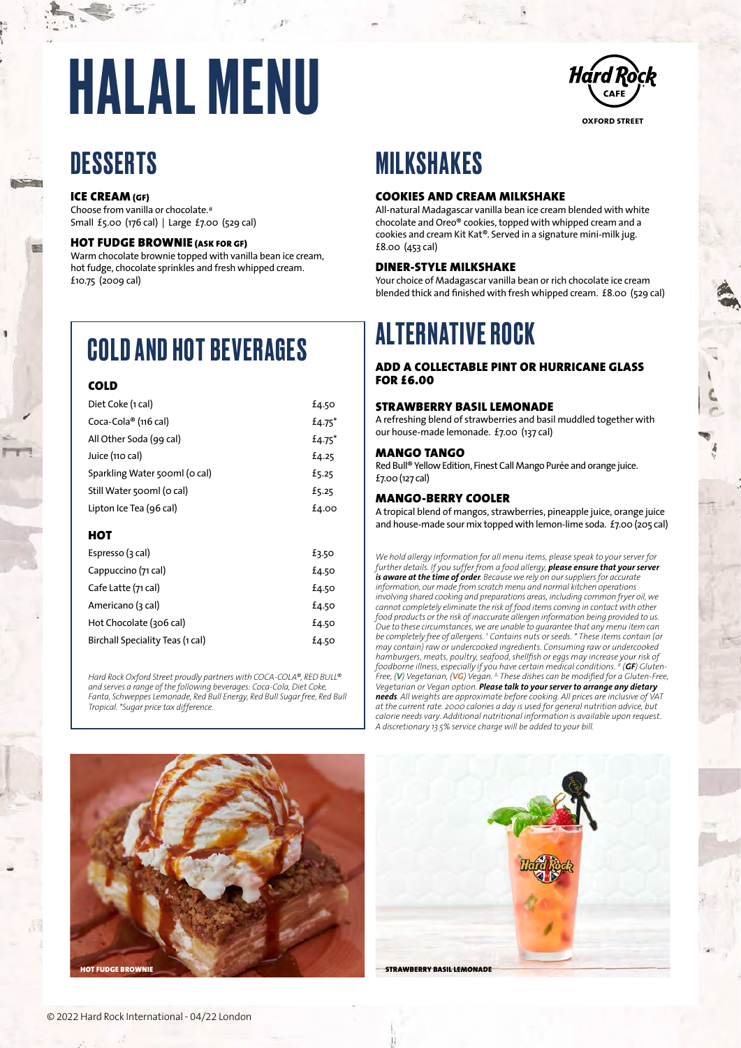# HALAL MENU

OXFORD STREET

## DESSERTS

### ICE CREAM (GF)

Choose from vanilla or chocolate.#
Small £5.00 (176 cal) | Large £7.00 (529 cal)

### HOT FUDGE BROWNIE (ASK FOR GF)

Warm chocolate brownie topped with vanilla bean ice cream, hot fudge, chocolate sprinkles and fresh whipped cream.
£10.75 (2009 cal)

## COLD AND HOT BEVERAGES

### COLD

| | |
|---|---|
| Diet Coke (1 cal) | £4.50 |
| Coca-Cola® (116 cal) | £4.75* |
| All Other Soda (99 cal) | £4.75* |
| Juice (110 cal) | £4.25 |
| Sparkling Water 500ml (0 cal) | £5.25 |
| Still Water 500ml (0 cal) | £5.25 |
| Lipton Ice Tea (96 cal) | £4.00 |

### HOT

| | |
|---|---|
| Espresso (3 cal) | £3.50 |
| Cappuccino (71 cal) | £4.50 |
| Cafe Latte (71 cal) | £4.50 |
| Americano (3 cal) | £4.50 |
| Hot Chocolate (306 cal) | £4.50 |
| Birchall Speciality Teas (1 cal) | £4.50 |

*Hard Rock Oxford Street proudly partners with COCA-COLA®, RED BULL® and serves a range of the following beverages: Coca-Cola, Diet Coke, Fanta, Schweppes Lemonade, Red Bull Energy, Red Bull Sugar free, Red Bull Tropical. *Sugar price tax difference.*

## MILKSHAKES

### COOKIES AND CREAM MILKSHAKE

All-natural Madagascar vanilla bean ice cream blended with white chocolate and Oreo® cookies, topped with whipped cream and a cookies and cream Kit Kat®. Served in a signature mini-milk jug.
£8.00 (453 cal)

### DINER-STYLE MILKSHAKE

Your choice of Madagascar vanilla bean or rich chocolate ice cream blended thick and finished with fresh whipped cream. £8.00 (529 cal)

## ALTERNATIVE ROCK

### ADD A COLLECTABLE PINT OR HURRICANE GLASS FOR £6.00

### STRAWBERRY BASIL LEMONADE

A refreshing blend of strawberries and basil muddled together with our house-made lemonade. £7.00 (137 cal)

### MANGO TANGO

Red Bull® Yellow Edition, Finest Call Mango Purée and orange juice.
£7.00 (127 cal)

### MANGO-BERRY COOLER

A tropical blend of mangos, strawberries, pineapple juice, orange juice and house-made sour mix topped with lemon-lime soda. £7.00 (205 cal)

*We hold allergy information for all menu items, please speak to your server for further details. If you suffer from a food allergy, **please ensure that your server is aware at the time of order**. Because we rely on our suppliers for accurate information, our made from scratch menu and normal kitchen operations involving shared cooking and preparations areas, including common fryer oil, we cannot completely eliminate the risk of food items coming in contact with other food products or the risk of inaccurate allergen information being provided to us. Due to these circumstances, we are unable to guarantee that any menu item can be completely free of allergens. † Contains nuts or seeds. * These items contain (or may contain) raw or undercooked ingredients. Consuming raw or undercooked hamburgers, meats, poultry, seafood, shellfish or eggs may increase your risk of foodborne illness, especially if you have certain medical conditions. # (**GF**) Gluten-Free, (**V**) Vegetarian, (**VG**) Vegan. ^ These dishes can be modified for a Gluten-Free, Vegetarian or Vegan option. **Please talk to your server to arrange any dietary needs**. All weights are approximate before cooking. All prices are inclusive of VAT at the current rate. 2000 calories a day is used for general nutrition advice, but calorie needs vary. Additional nutritional information is available upon request. A discretionary 13.5% service charge will be added to your bill.*

HOT FUDGE BROWNIE

STRAWBERRY BASIL LEMONADE

© 2022 Hard Rock International - 04/22 London